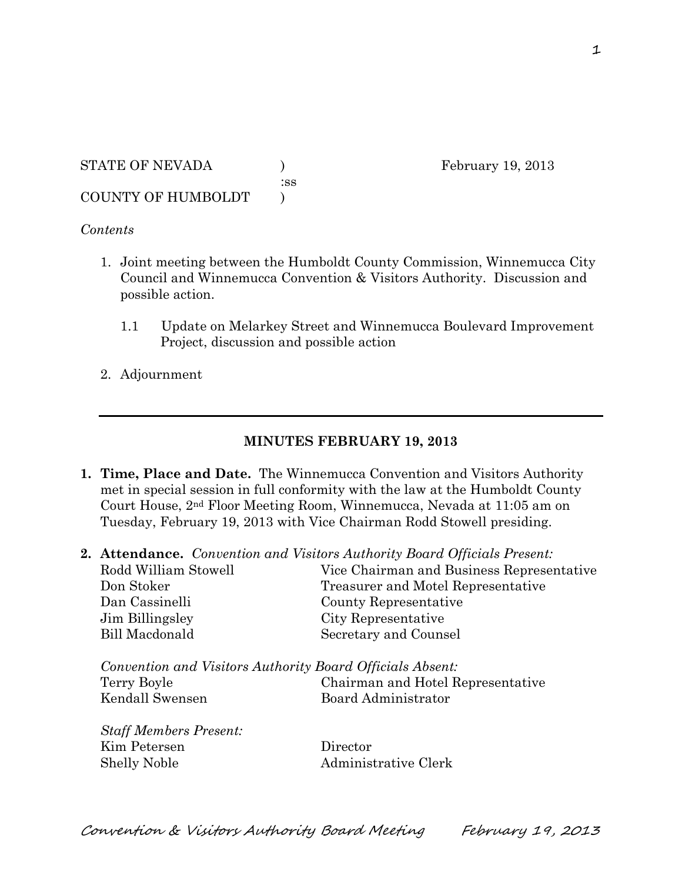STATE OF NEVADA ) February 19, 2013
:ss
COUNTY OF HUMBOLDT )

*Contents*

1. Joint meeting between the Humboldt County Commission, Winnemucca City Council and Winnemucca Convention & Visitors Authority. Discussion and possible action.

   1.1 Update on Melarkey Street and Winnemucca Boulevard Improvement Project, discussion and possible action

2. Adjournment

---

## MINUTES FEBRUARY 19, 2013

1. **Time, Place and Date.** The Winnemucca Convention and Visitors Authority met in special session in full conformity with the law at the Humboldt County Court House, 2nd Floor Meeting Room, Winnemucca, Nevada at 11:05 am on Tuesday, February 19, 2013 with Vice Chairman Rodd Stowell presiding.

2. **Attendance.** *Convention and Visitors Authority Board Officials Present:*

| | |
|---|---|
| Rodd William Stowell | Vice Chairman and Business Representative |
| Don Stoker | Treasurer and Motel Representative |
| Dan Cassinelli | County Representative |
| Jim Billingsley | City Representative |
| Bill Macdonald | Secretary and Counsel |

*Convention and Visitors Authority Board Officials Absent:*

| | |
|---|---|
| Terry Boyle | Chairman and Hotel Representative |
| Kendall Swensen | Board Administrator |

*Staff Members Present:*

| | |
|---|---|
| Kim Petersen | Director |
| Shelly Noble | Administrative Clerk |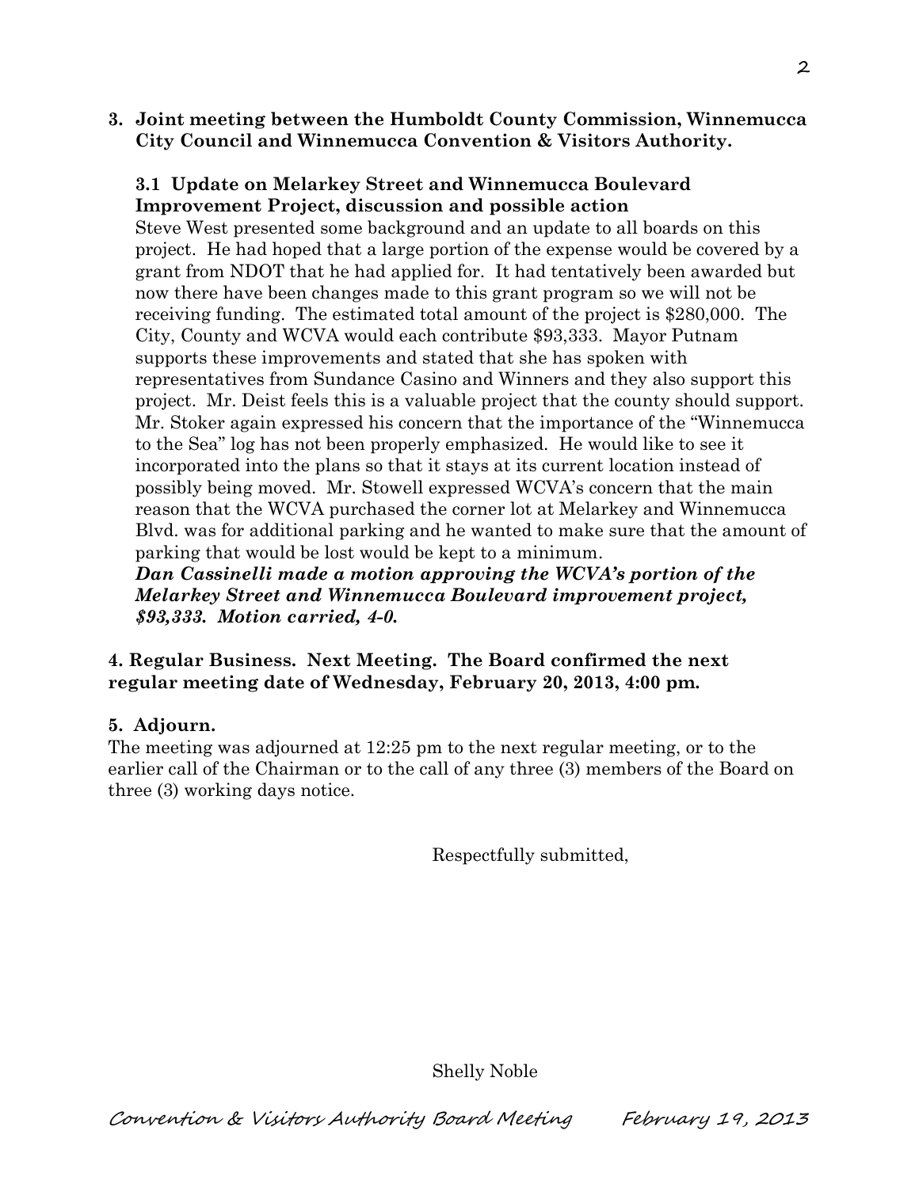**3. Joint meeting between the Humboldt County Commission, Winnemucca City Council and Winnemucca Convention & Visitors Authority.**

**3.1 Update on Melarkey Street and Winnemucca Boulevard Improvement Project, discussion and possible action**

Steve West presented some background and an update to all boards on this project. He had hoped that a large portion of the expense would be covered by a grant from NDOT that he had applied for. It had tentatively been awarded but now there have been changes made to this grant program so we will not be receiving funding. The estimated total amount of the project is $280,000. The City, County and WCVA would each contribute $93,333. Mayor Putnam supports these improvements and stated that she has spoken with representatives from Sundance Casino and Winners and they also support this project. Mr. Deist feels this is a valuable project that the county should support. Mr. Stoker again expressed his concern that the importance of the "Winnemucca to the Sea" log has not been properly emphasized. He would like to see it incorporated into the plans so that it stays at its current location instead of possibly being moved. Mr. Stowell expressed WCVA's concern that the main reason that the WCVA purchased the corner lot at Melarkey and Winnemucca Blvd. was for additional parking and he wanted to make sure that the amount of parking that would be lost would be kept to a minimum.

***Dan Cassinelli made a motion approving the WCVA's portion of the Melarkey Street and Winnemucca Boulevard improvement project, $93,333. Motion carried, 4-0.***

**4. Regular Business. Next Meeting. The Board confirmed the next regular meeting date of Wednesday, February 20, 2013, 4:00 pm.**

**5. Adjourn.**

The meeting was adjourned at 12:25 pm to the next regular meeting, or to the earlier call of the Chairman or to the call of any three (3) members of the Board on three (3) working days notice.

Respectfully submitted,

Shelly Noble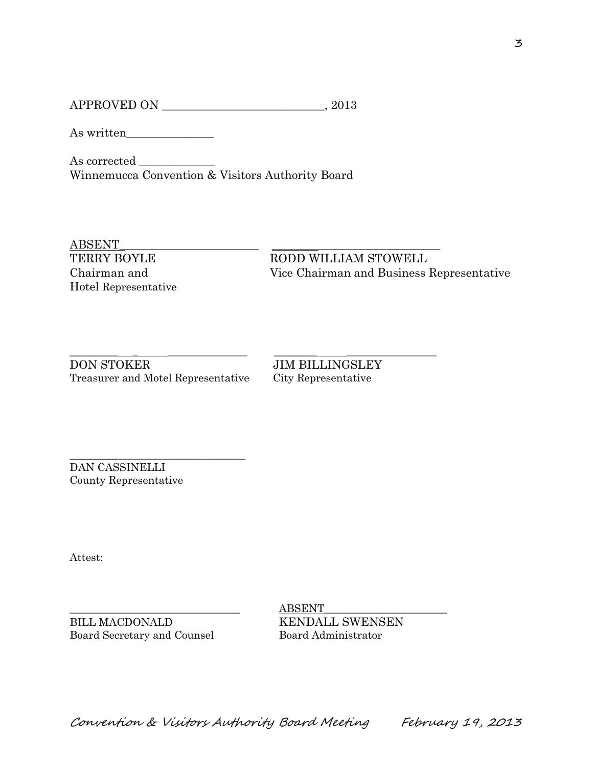APPROVED ON ____________________________, 2013

As written_______________

As corrected _____________
Winnemucca Convention & Visitors Authority Board

ABSENT________________________
TERRY BOYLE
Chairman and
Hotel Representative

_____________________________
RODD WILLIAM STOWELL
Vice Chairman and Business Representative

_____________________________
DON STOKER
Treasurer and Motel Representative

_____________________________
JIM BILLINGSLEY
City Representative

_____________________________
DAN CASSINELLI
County Representative

Attest:

_____________________________
BILL MACDONALD
Board Secretary and Counsel

ABSENT______________________
KENDALL SWENSEN
Board Administrator

Convention & Visitors Authority Board Meeting February 19, 2013